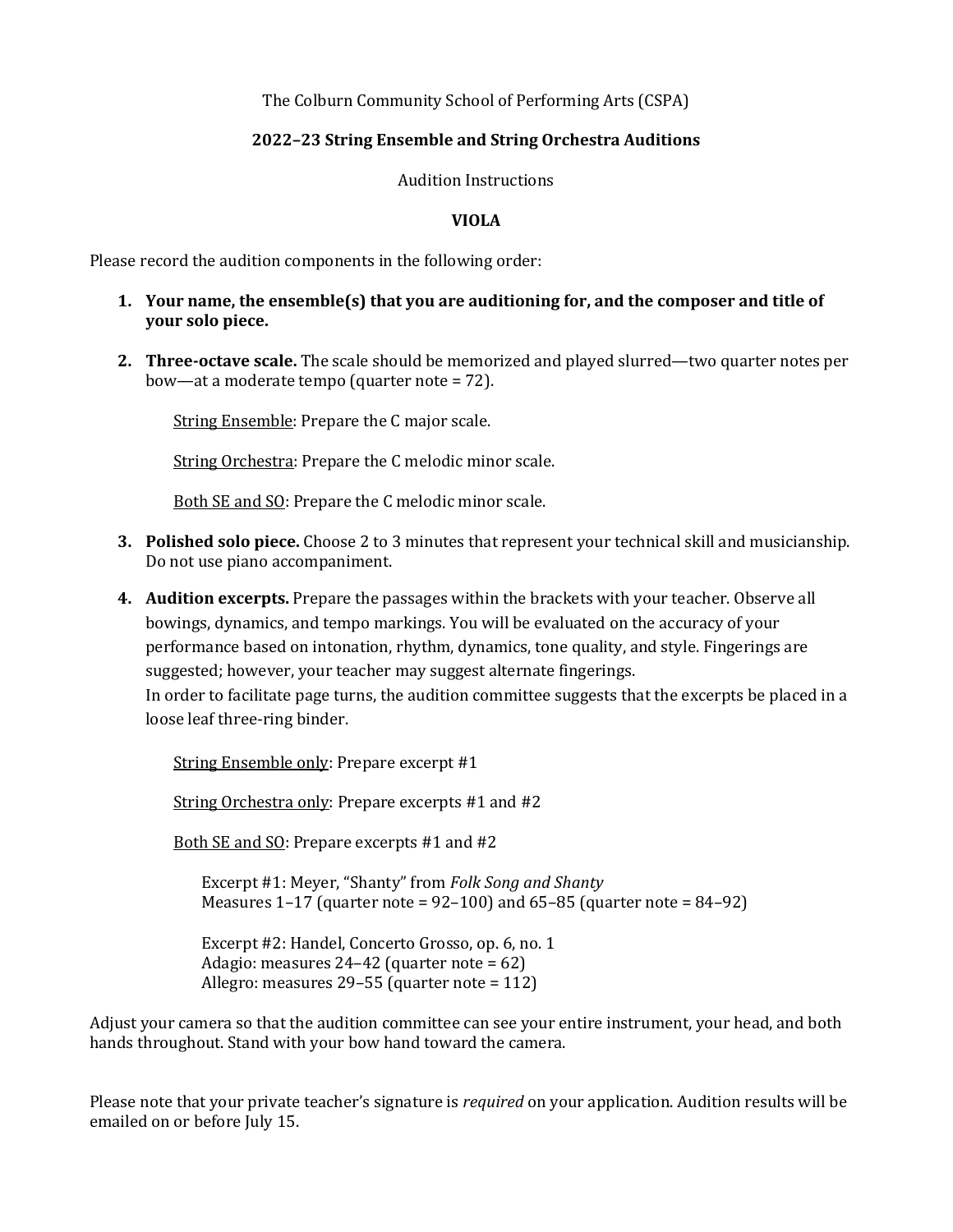The Colburn Community School of Performing Arts (CSPA)

**2022–23 String Ensemble and String Orchestra Auditions**

Audition Instructions

**VIOLA**

Please record the audition components in the following order:

1. **Your name, the ensemble(s) that you are auditioning for, and the composer and title of your solo piece.**

2. **Three-octave scale.** The scale should be memorized and played slurred—two quarter notes per bow—at a moderate tempo (quarter note = 72).

   String Ensemble: Prepare the C major scale.

   String Orchestra: Prepare the C melodic minor scale.

   Both SE and SO: Prepare the C melodic minor scale.

3. **Polished solo piece.** Choose 2 to 3 minutes that represent your technical skill and musicianship. Do not use piano accompaniment.

4. **Audition excerpts.** Prepare the passages within the brackets with your teacher. Observe all bowings, dynamics, and tempo markings. You will be evaluated on the accuracy of your performance based on intonation, rhythm, dynamics, tone quality, and style. Fingerings are suggested; however, your teacher may suggest alternate fingerings.
   In order to facilitate page turns, the audition committee suggests that the excerpts be placed in a loose leaf three-ring binder.

   String Ensemble only: Prepare excerpt #1

   String Orchestra only: Prepare excerpts #1 and #2

   Both SE and SO: Prepare excerpts #1 and #2

   Excerpt #1: Meyer, "Shanty" from *Folk Song and Shanty*
   Measures 1–17 (quarter note = 92–100) and 65–85 (quarter note = 84–92)

   Excerpt #2: Handel, Concerto Grosso, op. 6, no. 1
   Adagio: measures 24–42 (quarter note = 62)
   Allegro: measures 29–55 (quarter note = 112)

Adjust your camera so that the audition committee can see your entire instrument, your head, and both hands throughout. Stand with your bow hand toward the camera.

Please note that your private teacher's signature is *required* on your application. Audition results will be emailed on or before July 15.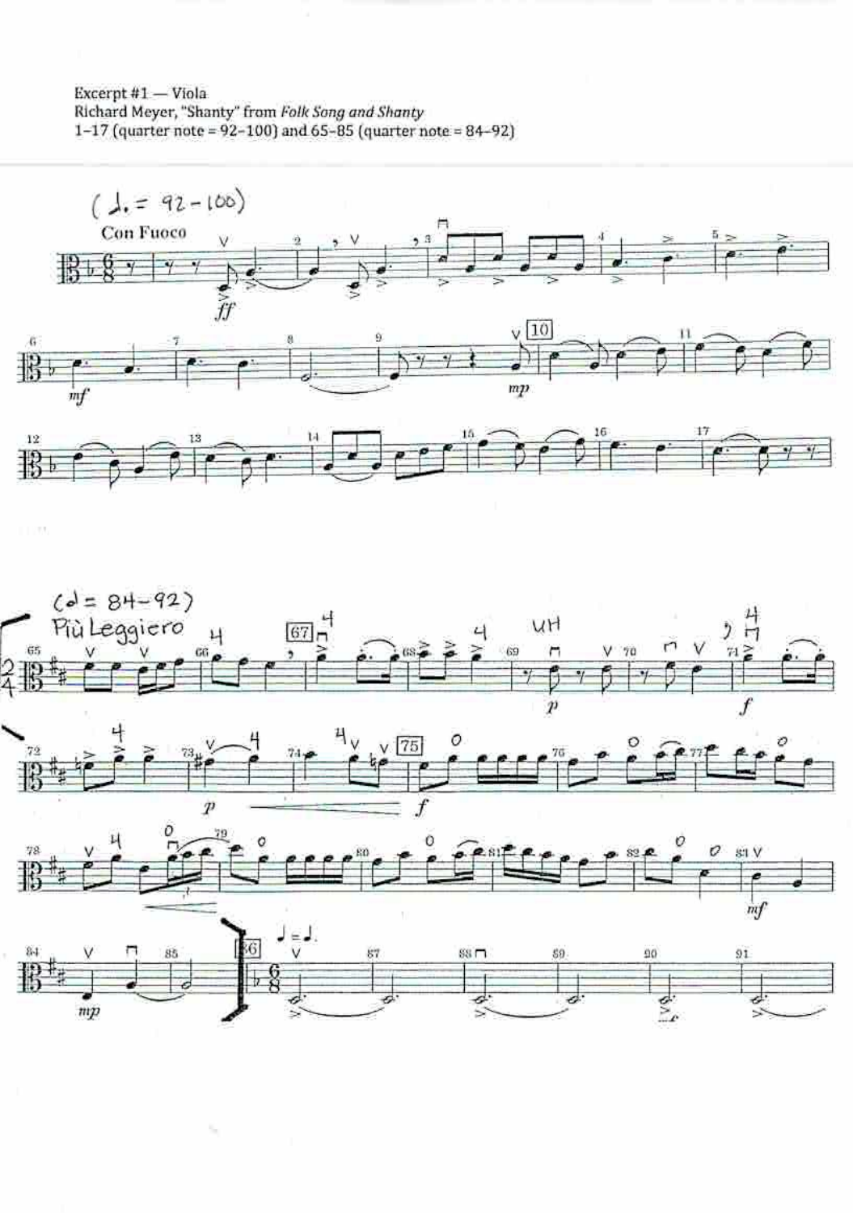Excerpt #1 — Viola
Richard Meyer, "Shanty" from *Folk Song and Shanty*
1–17 (quarter note = 92–100) and 65–85 (quarter note = 84–92)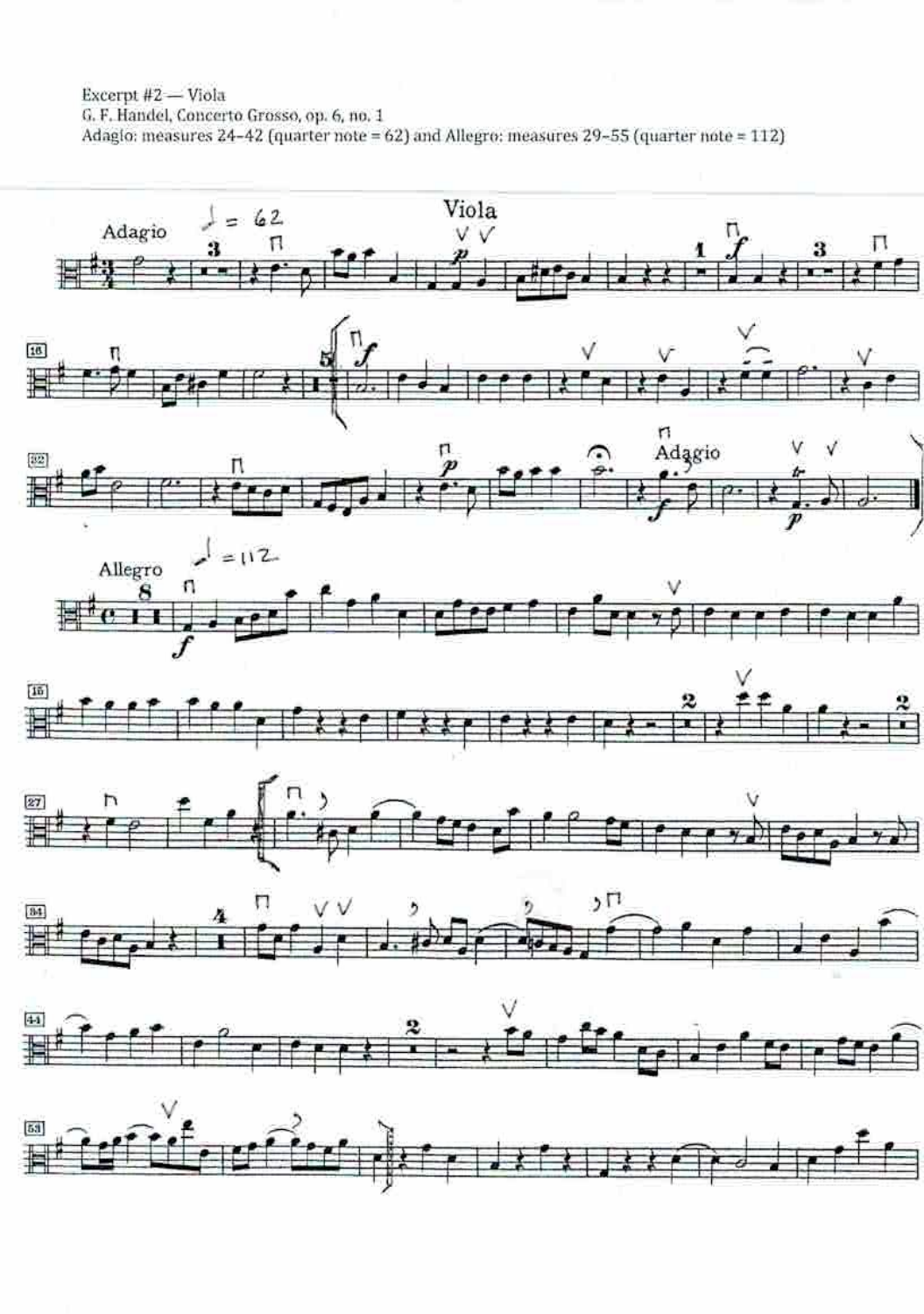Excerpt #2 — Viola
G. F. Handel, Concerto Grosso, op. 6, no. 1
Adagio: measures 24–42 (quarter note = 62) and Allegro: measures 29–55 (quarter note = 112)